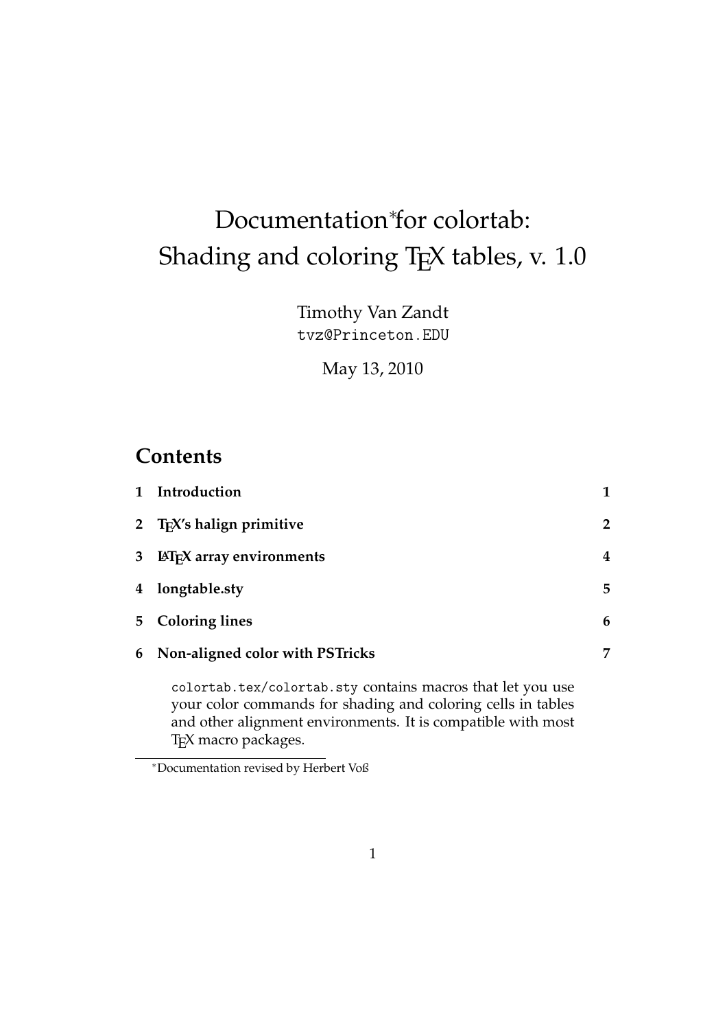# Documentation[*] for colortab: Shading and coloring TEX tables, v. 1.0

Timothy Van Zandt
`tvz@Princeton.EDU`

May 13, 2010

## Contents

| | | |
|---|---|---|
| 1 | Introduction | 1 |
| 2 | TEX's halign primitive | 2 |
| 3 | LATEX array environments | 4 |
| 4 | longtable.sty | 5 |
| 5 | Coloring lines | 6 |
| 6 | Non-aligned color with PSTricks | 7 |

`colortab.tex`/`colortab.sty` contains macros that let you use your color commands for shading and coloring cells in tables and other alignment environments. It is compatible with most TEX macro packages.

[*] Documentation revised by Herbert Voß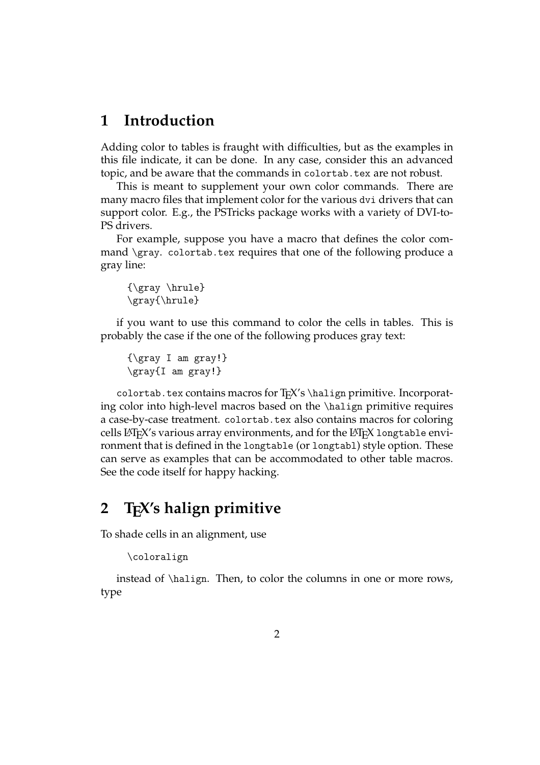# 1 Introduction

Adding color to tables is fraught with difficulties, but as the examples in this file indicate, it can be done. In any case, consider this an advanced topic, and be aware that the commands in `colortab.tex` are not robust.

This is meant to supplement your own color commands. There are many macro files that implement color for the various `dvi` drivers that can support color. E.g., the PSTricks package works with a variety of DVI-to-PS drivers.

For example, suppose you have a macro that defines the color command `\gray`. `colortab.tex` requires that one of the following produce a gray line:

```
{\gray \hrule}
\gray{\hrule}
```

if you want to use this command to color the cells in tables. This is probably the case if the one of the following produces gray text:

```
{\gray I am gray!}
\gray{I am gray!}
```

`colortab.tex` contains macros for TeX's `\halign` primitive. Incorporating color into high-level macros based on the `\halign` primitive requires a case-by-case treatment. `colortab.tex` also contains macros for coloring cells LaTeX's various array environments, and for the LaTeX `longtable` environment that is defined in the `longtable` (or `longtabl`) style option. These can serve as examples that can be accommodated to other table macros. See the code itself for happy hacking.

# 2 TeX's halign primitive

To shade cells in an alignment, use

```
\coloralign
```

instead of `\halign`. Then, to color the columns in one or more rows, type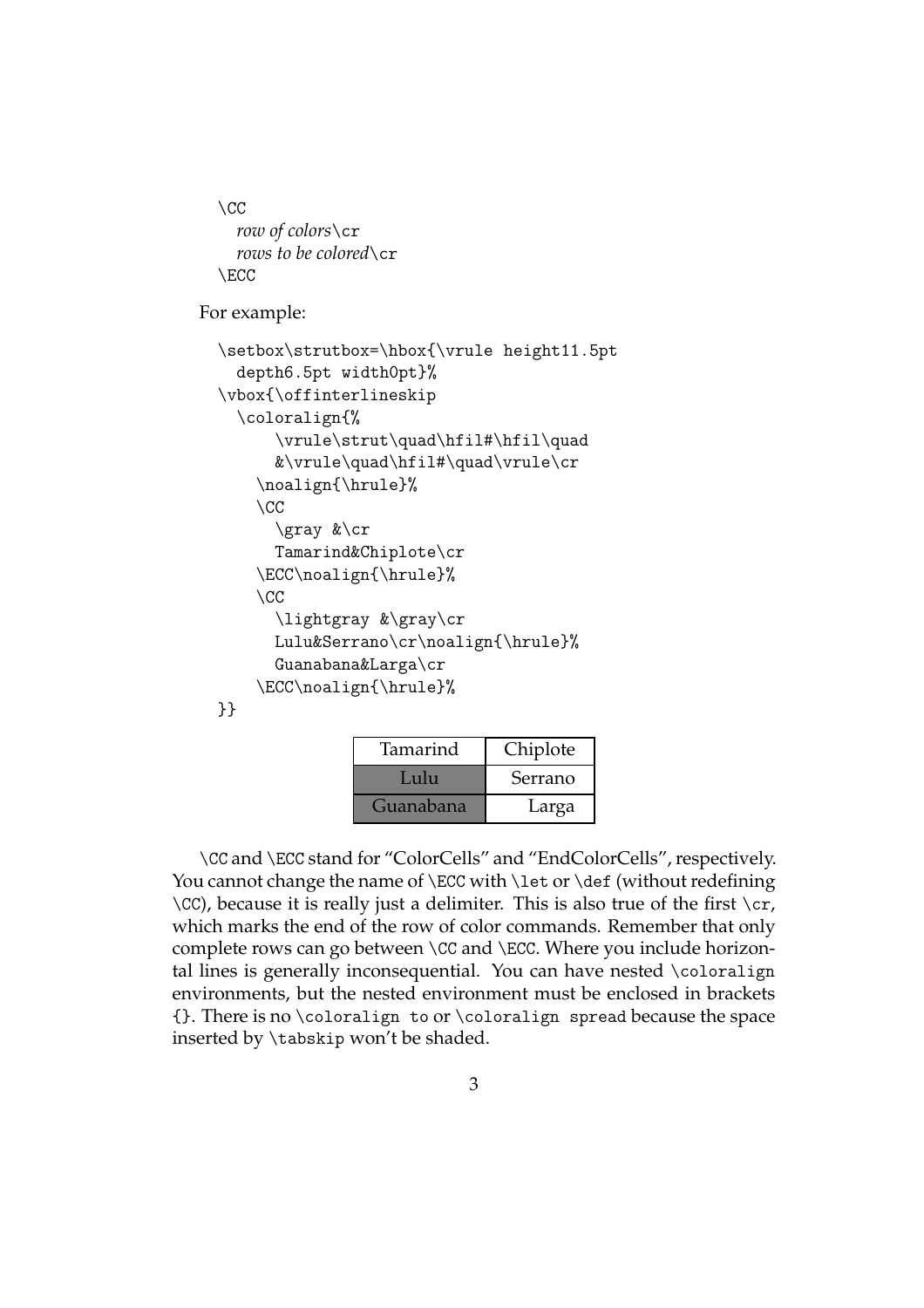```
\CC
  row of colors\cr
  rows to be colored\cr
\ECC
```

For example:

```
\setbox\strutbox=\hbox{\vrule height11.5pt
  depth6.5pt width0pt}%
\vbox{\offinterlineskip
  \coloralign{%
      \vrule\strut\quad\hfil#\hfil\quad
      &\vrule\quad\hfil#\quad\vrule\cr
    \noalign{\hrule}%
    \CC
      \gray &\cr
      Tamarind&Chiplote\cr
    \ECC\noalign{\hrule}%
    \CC
      \lightgray &\gray\cr
      Lulu&Serrano\cr\noalign{\hrule}%
      Guanabana&Larga\cr
    \ECC\noalign{\hrule}%
}}
```

| | |
|---|---|
| Tamarind | Chiplote |
| Lulu | Serrano |
| Guanabana | Larga |

`\CC` and `\ECC` stand for "ColorCells" and "EndColorCells", respectively. You cannot change the name of `\ECC` with `\let` or `\def` (without redefining `\CC`), because it is really just a delimiter. This is also true of the first `\cr`, which marks the end of the row of color commands. Remember that only complete rows can go between `\CC` and `\ECC`. Where you include horizontal lines is generally inconsequential. You can have nested `\coloralign` environments, but the nested environment must be enclosed in brackets `{}`. There is no `\coloralign to` or `\coloralign spread` because the space inserted by `\tabskip` won't be shaded.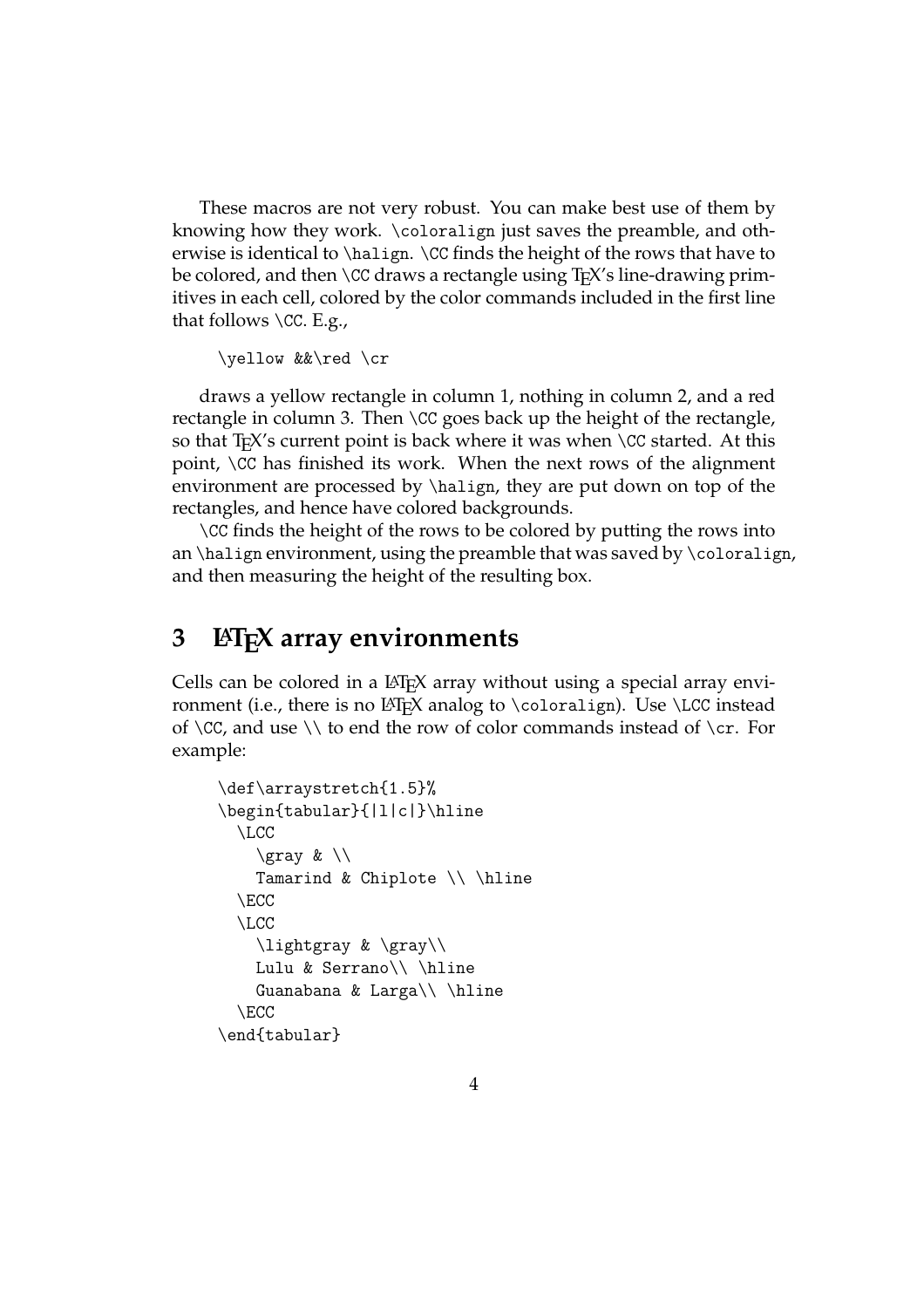These macros are not very robust. You can make best use of them by knowing how they work. `\coloralign` just saves the preamble, and otherwise is identical to `\halign`. `\CC` finds the height of the rows that have to be colored, and then `\CC` draws a rectangle using TEX's line-drawing primitives in each cell, colored by the color commands included in the first line that follows `\CC`. E.g.,

```
\yellow &&\red \cr
```

draws a yellow rectangle in column 1, nothing in column 2, and a red rectangle in column 3. Then `\CC` goes back up the height of the rectangle, so that TEX's current point is back where it was when `\CC` started. At this point, `\CC` has finished its work. When the next rows of the alignment environment are processed by `\halign`, they are put down on top of the rectangles, and hence have colored backgrounds.

`\CC` finds the height of the rows to be colored by putting the rows into an `\halign` environment, using the preamble that was saved by `\coloralign`, and then measuring the height of the resulting box.

## 3 LATEX array environments

Cells can be colored in a LATEX array without using a special array environment (i.e., there is no LATEX analog to `\coloralign`). Use `\LCC` instead of `\CC`, and use `\\` to end the row of color commands instead of `\cr`. For example:

```
\def\arraystretch{1.5}%
\begin{tabular}{|l|c|}\hline
  \LCC
    \gray & \\
    Tamarind & Chiplote \\ \hline
  \ECC
  \LCC
    \lightgray & \gray\\
    Lulu & Serrano\\ \hline
    Guanabana & Larga\\ \hline
  \ECC
\end{tabular}
```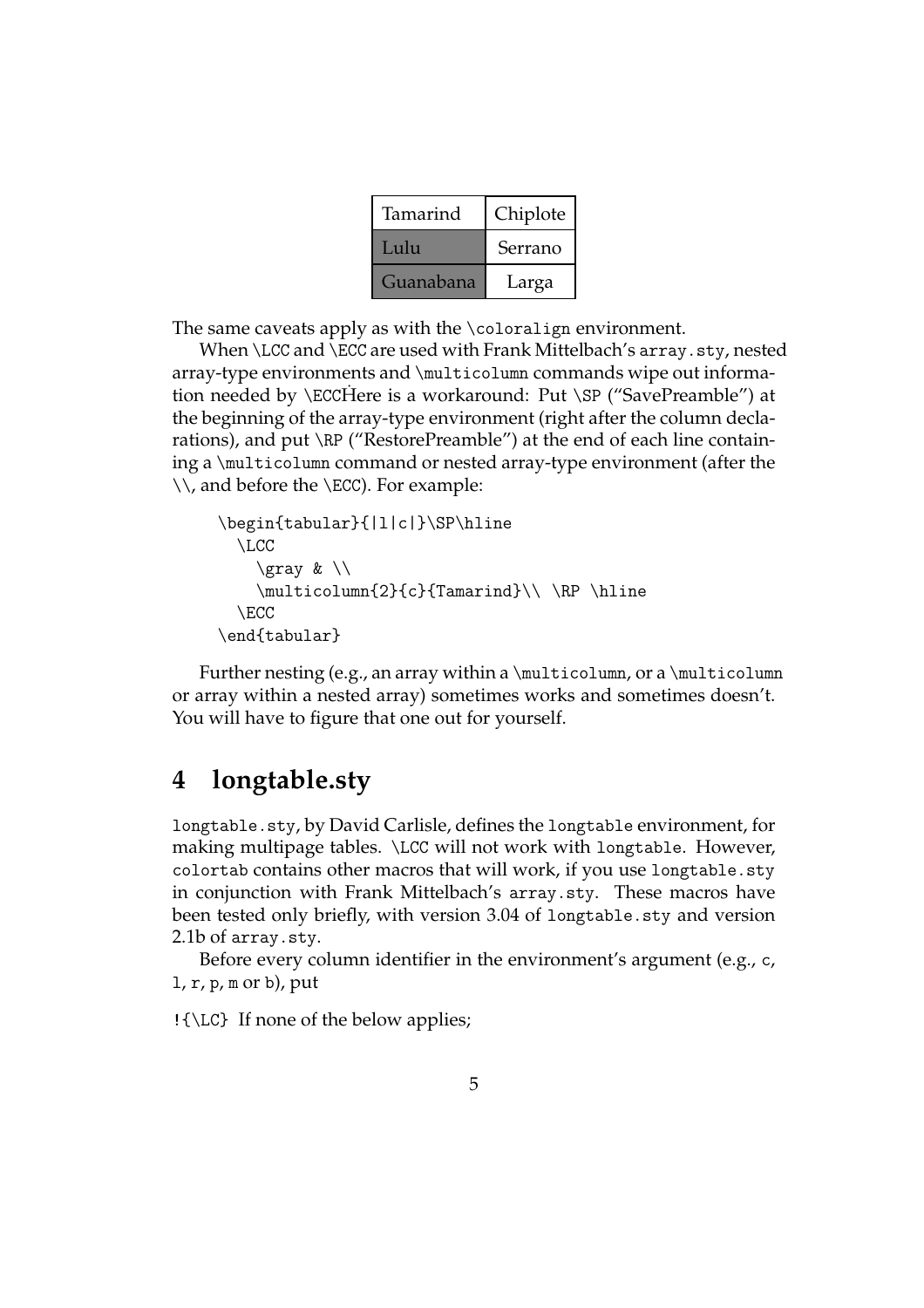| Tamarind | Chiplote |
|---|---|
| Lulu | Serrano |
| Guanabana | Larga |

The same caveats apply as with the `\coloralign` environment.

When `\LCC` and `\ECC` are used with Frank Mittelbach's `array.sty`, nested array-type environments and `\multicolumn` commands wipe out information needed by `\ECC`Here is a workaround: Put `\SP` ("SavePreamble") at the beginning of the array-type environment (right after the column declarations), and put `\RP` ("RestorePreamble") at the end of each line containing a `\multicolumn` command or nested array-type environment (after the `\\`, and before the `\ECC`). For example:

```
\begin{tabular}{|l|c|}\SP\hline
  \LCC
    \gray & \\
    \multicolumn{2}{c}{Tamarind}\\ \RP \hline
  \ECC
\end{tabular}
```

Further nesting (e.g., an array within a `\multicolumn`, or a `\multicolumn` or array within a nested array) sometimes works and sometimes doesn't. You will have to figure that one out for yourself.

## 4 longtable.sty

`longtable.sty`, by David Carlisle, defines the `longtable` environment, for making multipage tables. `\LCC` will not work with `longtable`. However, `colortab` contains other macros that will work, if you use `longtable.sty` in conjunction with Frank Mittelbach's `array.sty`. These macros have been tested only briefly, with version 3.04 of `longtable.sty` and version 2.1b of `array.sty`.

Before every column identifier in the environment's argument (e.g., `c`, `l`, `r`, `p`, `m` or `b`), put

`!{\LC}` If none of the below applies;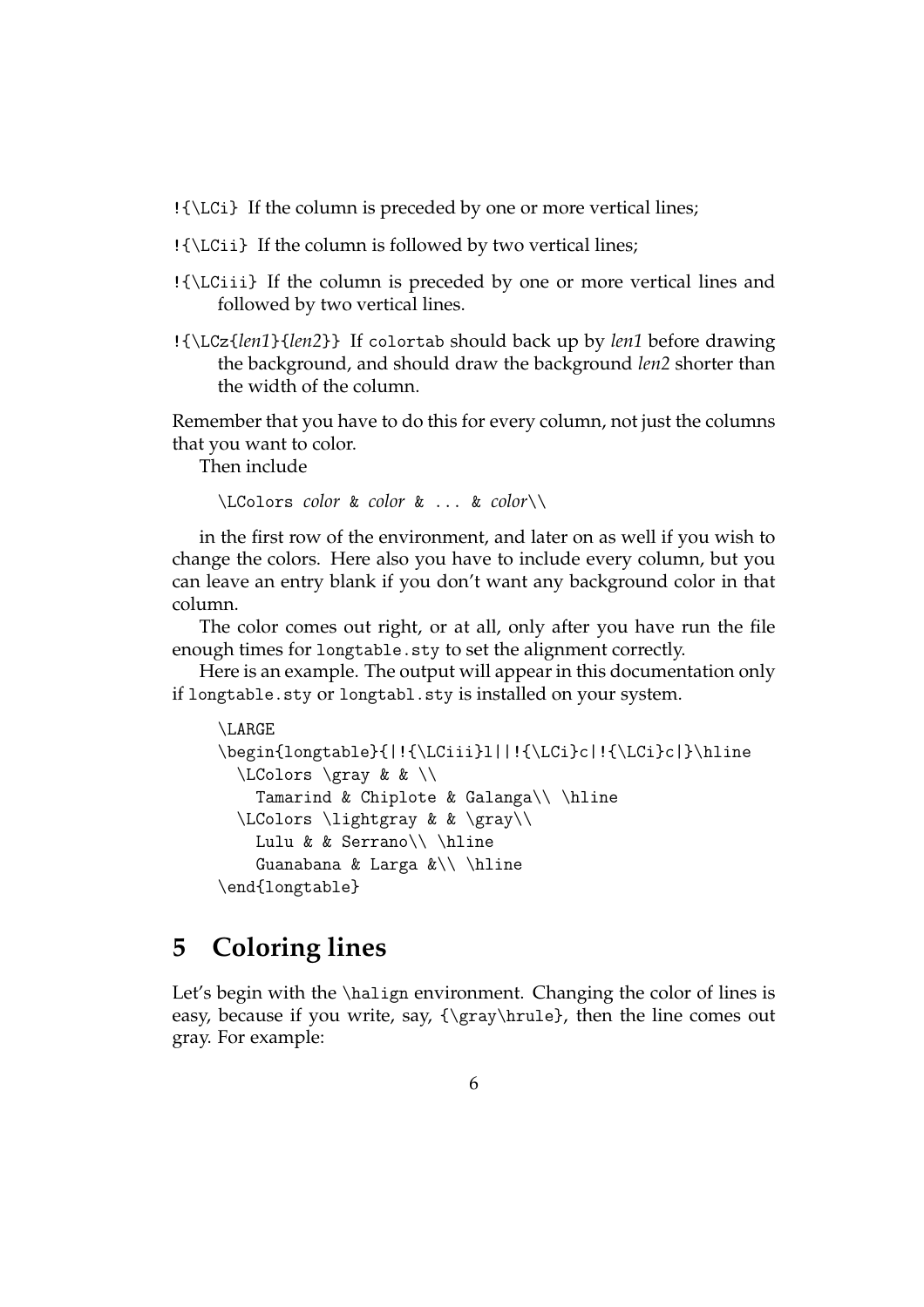`!{\LCi}` If the column is preceded by one or more vertical lines;

`!{\LCii}` If the column is followed by two vertical lines;

`!{\LCiii}` If the column is preceded by one or more vertical lines and followed by two vertical lines.

`!{\LCz{`*len1*`}{`*len2*`}}` If `colortab` should back up by *len1* before drawing the background, and should draw the background *len2* shorter than the width of the column.

Remember that you have to do this for every column, not just the columns that you want to color.

Then include

`\LColors` *color* `&` *color* `& ... &` *color*`\\`

in the first row of the environment, and later on as well if you wish to change the colors. Here also you have to include every column, but you can leave an entry blank if you don't want any background color in that column.

The color comes out right, or at all, only after you have run the file enough times for `longtable.sty` to set the alignment correctly.

Here is an example. The output will appear in this documentation only if `longtable.sty` or `longtabl.sty` is installed on your system.

```
\LARGE
\begin{longtable}{|!{\LCiii}l||!{\LCi}c|!{\LCi}c|}\hline
  \LColors \gray & & \\
    Tamarind & Chiplote & Galanga\\ \hline
  \LColors \lightgray & & \gray\\
    Lulu & & Serrano\\ \hline
    Guanabana & Larga &\\ \hline
\end{longtable}
```

## 5 Coloring lines

Let's begin with the `\halign` environment. Changing the color of lines is easy, because if you write, say, `{\gray\hrule}`, then the line comes out gray. For example: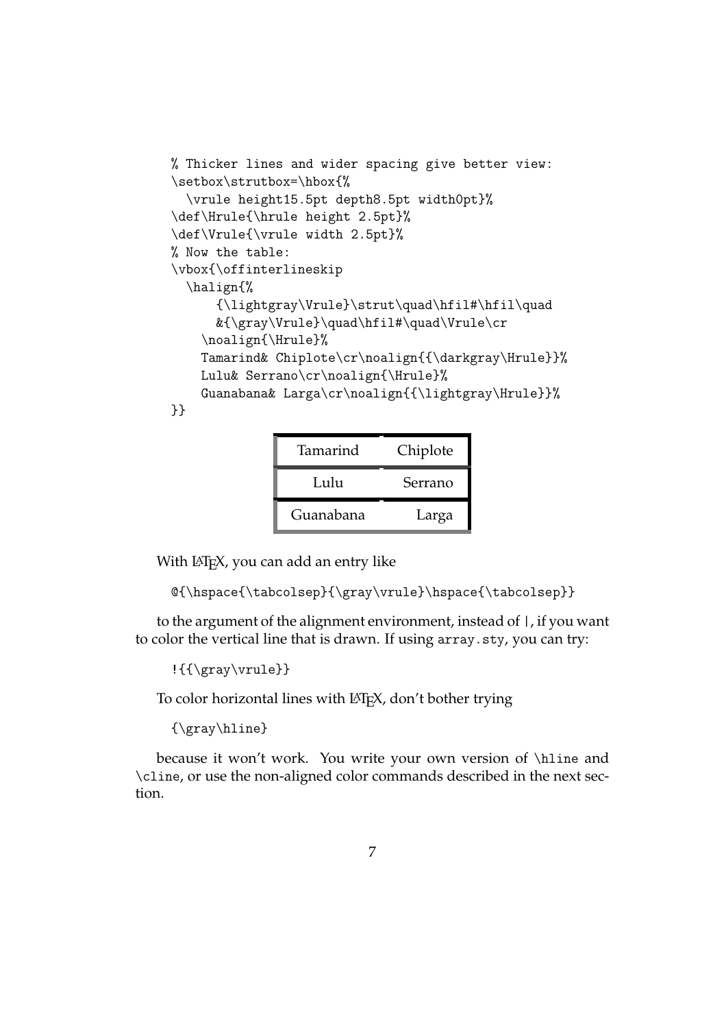```
% Thicker lines and wider spacing give better view:
\setbox\strutbox=\hbox{%
  \vrule height15.5pt depth8.5pt width0pt}%
\def\Hrule{\hrule height 2.5pt}%
\def\Vrule{\vrule width 2.5pt}%
% Now the table:
\vbox{\offinterlineskip
  \halign{%
      {\lightgray\Vrule}\strut\quad\hfil#\hfil\quad
      &{\gray\Vrule}\quad\hfil#\quad\Vrule\cr
    \noalign{\Hrule}%
    Tamarind& Chiplote\cr\noalign{{\darkgray\Hrule}}%
    Lulu& Serrano\cr\noalign{\Hrule}%
    Guanabana& Larga\cr\noalign{{\lightgray\Hrule}}%
}}
```

| | |
|---|---|
| Tamarind | Chiplote |
| Lulu | Serrano |
| Guanabana | Larga |

With LaTeX, you can add an entry like

```
@{\hspace{\tabcolsep}{\gray\vrule}\hspace{\tabcolsep}}
```

to the argument of the alignment environment, instead of `|`, if you want to color the vertical line that is drawn. If using `array.sty`, you can try:

```
!{{\gray\vrule}}
```

To color horizontal lines with LaTeX, don't bother trying

```
{\gray\hline}
```

because it won't work. You write your own version of `\hline` and `\cline`, or use the non-aligned color commands described in the next section.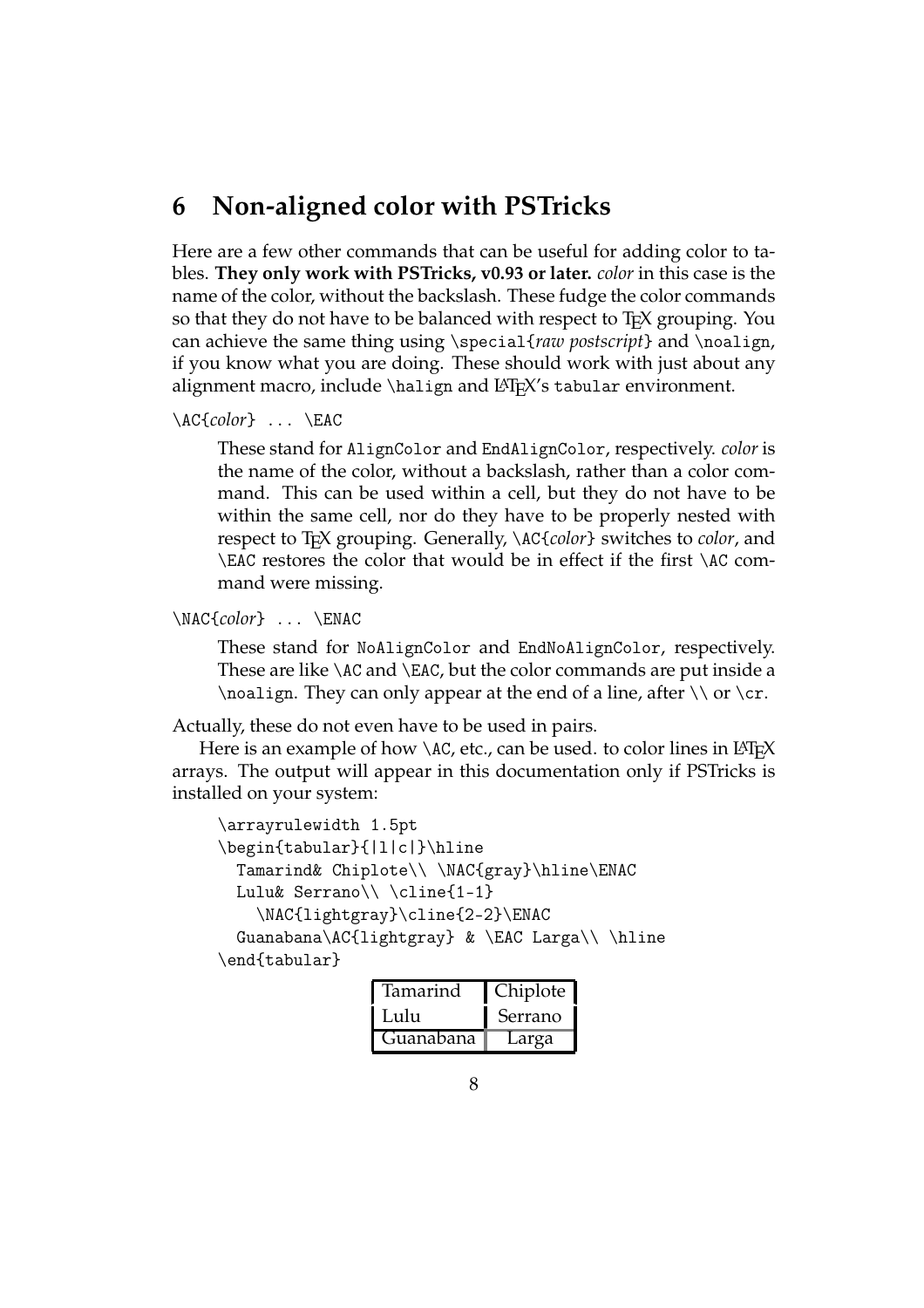## 6 Non-aligned color with PSTricks

Here are a few other commands that can be useful for adding color to tables. **They only work with PSTricks, v0.93 or later.** *color* in this case is the name of the color, without the backslash. These fudge the color commands so that they do not have to be balanced with respect to TEX grouping. You can achieve the same thing using `\special{`*raw postscript*`}` and `\noalign`, if you know what you are doing. These should work with just about any alignment macro, include `\halign` and LATEX's `tabular` environment.

`\AC{`*color*`} ... \EAC`

> These stand for `AlignColor` and `EndAlignColor`, respectively. *color* is the name of the color, without a backslash, rather than a color command. This can be used within a cell, but they do not have to be within the same cell, nor do they have to be properly nested with respect to TEX grouping. Generally, `\AC{`*color*`}` switches to *color*, and `\EAC` restores the color that would be in effect if the first `\AC` command were missing.

`\NAC{`*color*`} ... \ENAC`

> These stand for `NoAlignColor` and `EndNoAlignColor`, respectively. These are like `\AC` and `\EAC`, but the color commands are put inside a `\noalign`. They can only appear at the end of a line, after `\\` or `\cr`.

Actually, these do not even have to be used in pairs.

Here is an example of how `\AC`, etc., can be used. to color lines in LATEX arrays. The output will appear in this documentation only if PSTricks is installed on your system:

```
\arrayrulewidth 1.5pt
\begin{tabular}{|l|c|}\hline
  Tamarind& Chiplote\\ \NAC{gray}\hline\ENAC
  Lulu& Serrano\\ \cline{1-1}
    \NAC{lightgray}\cline{2-2}\ENAC
  Guanabana\AC{lightgray} & \EAC Larga\\ \hline
\end{tabular}
```

| | |
|---|---|
| Tamarind | Chiplote |
| Lulu | Serrano |
| Guanabana | Larga |